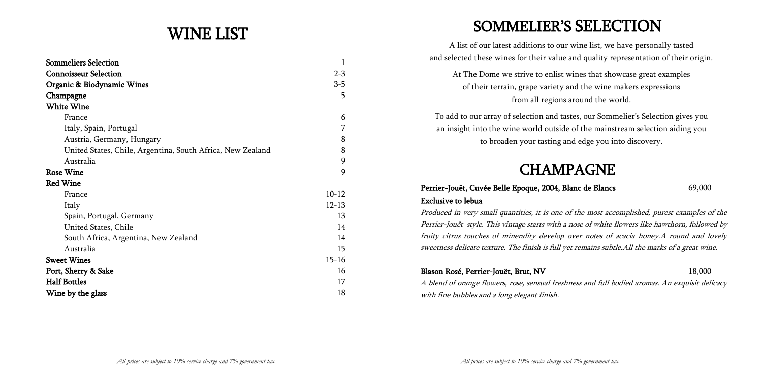# WINE LIST

| | |
|---|---|
| **Sommeliers Selection** | 1 |
| **Connoisseur Selection** | 2-3 |
| **Organic & Biodynamic Wines** | 3-5 |
| **Champagne** | 5 |
| **White Wine** | |
| France | 6 |
| Italy, Spain, Portugal | 7 |
| Austria, Germany, Hungary | 8 |
| United States, Chile, Argentina, South Africa, New Zealand | 8 |
| Australia | 9 |
| **Rose Wine** | 9 |
| **Red Wine** | |
| France | 10-12 |
| Italy | 12-13 |
| Spain, Portugal, Germany | 13 |
| United States, Chile | 14 |
| South Africa, Argentina, New Zealand | 14 |
| Australia | 15 |
| **Sweet Wines** | 15-16 |
| **Port, Sherry & Sake** | 16 |
| **Half Bottles** | 17 |
| **Wine by the glass** | 18 |

*All prices are subject to 10% service charge and 7% government tax*

# SOMMELIER'S SELECTION

A list of our latest additions to our wine list, we have personally tasted and selected these wines for their value and quality representation of their origin.

At The Dome we strive to enlist wines that showcase great examples of their terrain, grape variety and the wine makers expressions from all regions around the world.

To add to our array of selection and tastes, our Sommelier's Selection gives you an insight into the wine world outside of the mainstream selection aiding you to broaden your tasting and edge you into discovery.

# CHAMPAGNE

**Perrier-Jouët, Cuvée Belle Epoque, 2004, Blanc de Blancs** 69,000
**Exclusive to lebua**

*Produced in very small quantities, it is one of the most accomplished, purest examples of the Perrier-Jouët style. This vintage starts with a nose of white flowers like hawthorn, followed by fruity citrus touches of minerality develop over notes of acacia honey.A round and lovely sweetness delicate texture. The finish is full yet remains subtle.All the marks of a great wine.*

**Blason Rosé, Perrier-Jouët, Brut, NV** 18,000

*A blend of orange flowers, rose, sensual freshness and full bodied aromas. An exquisit delicacy with fine bubbles and a long elegant finish.*

*All prices are subject to 10% service charge and 7% government tax*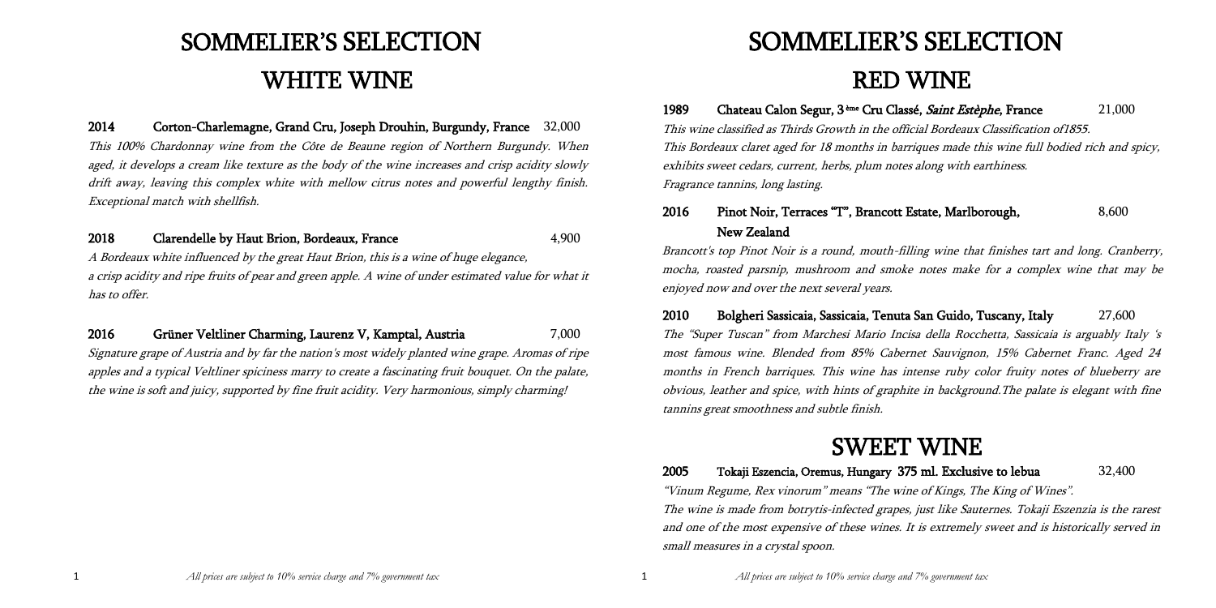# SOMMELIER'S SELECTION

## WHITE WINE

**2014 Corton-Charlemagne, Grand Cru, Joseph Drouhin, Burgundy, France** 32,000

*This 100% Chardonnay wine from the Côte de Beaune region of Northern Burgundy. When aged, it develops a cream like texture as the body of the wine increases and crisp acidity slowly drift away, leaving this complex white with mellow citrus notes and powerful lengthy finish. Exceptional match with shellfish.*

**2018 Clarendelle by Haut Brion, Bordeaux, France** 4,900

*A Bordeaux white influenced by the great Haut Brion, this is a wine of huge elegance, a crisp acidity and ripe fruits of pear and green apple. A wine of under estimated value for what it has to offer.*

**2016 Grüner Veltliner Charming, Laurenz V, Kamptal, Austria** 7,000

*Signature grape of Austria and by far the nation's most widely planted wine grape. Aromas of ripe apples and a typical Veltliner spiciness marry to create a fascinating fruit bouquet. On the palate, the wine is soft and juicy, supported by fine fruit acidity. Very harmonious, simply charming!*

All prices are subject to 10% service charge and 7% government tax

# SOMMELIER'S SELECTION

## RED WINE

**1989 Chateau Calon Segur, 3ème Cru Classé, *Saint Estèphe*, France** 21,000

*This wine classified as Thirds Growth in the official Bordeaux Classification of1855. This Bordeaux claret aged for 18 months in barriques made this wine full bodied rich and spicy, exhibits sweet cedars, current, herbs, plum notes along with earthiness. Fragrance tannins, long lasting.*

**2016 Pinot Noir, Terraces "T", Brancott Estate, Marlborough, New Zealand** 8,600

*Brancott's top Pinot Noir is a round, mouth-filling wine that finishes tart and long. Cranberry, mocha, roasted parsnip, mushroom and smoke notes make for a complex wine that may be enjoyed now and over the next several years.*

**2010 Bolgheri Sassicaia, Sassicaia, Tenuta San Guido, Tuscany, Italy** 27,600

*The "Super Tuscan" from Marchesi Mario Incisa della Rocchetta, Sassicaia is arguably Italy 's most famous wine. Blended from 85% Cabernet Sauvignon, 15% Cabernet Franc. Aged 24 months in French barriques. This wine has intense ruby color fruity notes of blueberry are obvious, leather and spice, with hints of graphite in background.The palate is elegant with fine tannins great smoothness and subtle finish.*

## SWEET WINE

**2005 Tokaji Eszencia, Oremus, Hungary 375 ml. Exclusive to lebua** 32,400

*"Vinum Regume, Rex vinorum" means "The wine of Kings, The King of Wines". The wine is made from botrytis-infected grapes, just like Sauternes. Tokaji Eszenzia is the rarest and one of the most expensive of these wines. It is extremely sweet and is historically served in small measures in a crystal spoon.*

All prices are subject to 10% service charge and 7% government tax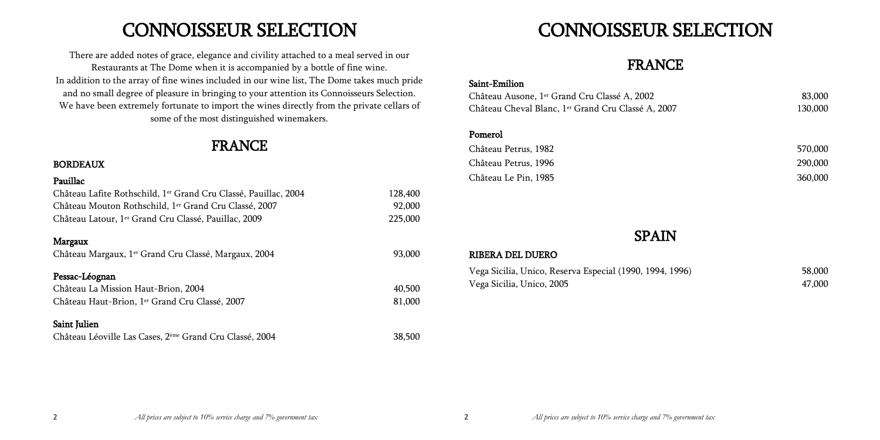# CONNOISSEUR SELECTION

There are added notes of grace, elegance and civility attached to a meal served in our Restaurants at The Dome when it is accompanied by a bottle of fine wine.
In addition to the array of fine wines included in our wine list, The Dome takes much pride and no small degree of pleasure in bringing to your attention its Connoisseurs Selection.
We have been extremely fortunate to import the wines directly from the private cellars of some of the most distinguished winemakers.

## FRANCE

### BORDEAUX

**Pauillac**

| | |
|---|---|
| Château Lafite Rothschild, 1er Grand Cru Classé, Pauillac, 2004 | 128,400 |
| Château Mouton Rothschild, 1er Grand Cru Classé, 2007 | 92,000 |
| Château Latour, 1er Grand Cru Classé, Pauillac, 2009 | 225,000 |

**Margaux**

| | |
|---|---|
| Château Margaux, 1er Grand Cru Classé, Margaux, 2004 | 93,000 |

**Pessac-Léognan**

| | |
|---|---|
| Château La Mission Haut-Brion, 2004 | 40,500 |
| Château Haut-Brion, 1er Grand Cru Classé, 2007 | 81,000 |

**Saint Julien**

| | |
|---|---|
| Château Léoville Las Cases, 2ème Grand Cru Classé, 2004 | 38,500 |

*All prices are subject to 10% service charge and 7% government tax*

# CONNOISSEUR SELECTION

## FRANCE

**Saint-Emilion**

| | |
|---|---|
| Château Ausone, 1er Grand Cru Classé A, 2002 | 83,000 |
| Château Cheval Blanc, 1er Grand Cru Classé A, 2007 | 130,000 |

**Pomerol**

| | |
|---|---|
| Château Petrus, 1982 | 570,000 |
| Château Petrus, 1996 | 290,000 |
| Château Le Pin, 1985 | 360,000 |

## SPAIN

### RIBERA DEL DUERO

| | |
|---|---|
| Vega Sicilia, Unico, Reserva Especial (1990, 1994, 1996) | 58,000 |
| Vega Sicilia, Unico, 2005 | 47,000 |

*All prices are subject to 10% service charge and 7% government tax*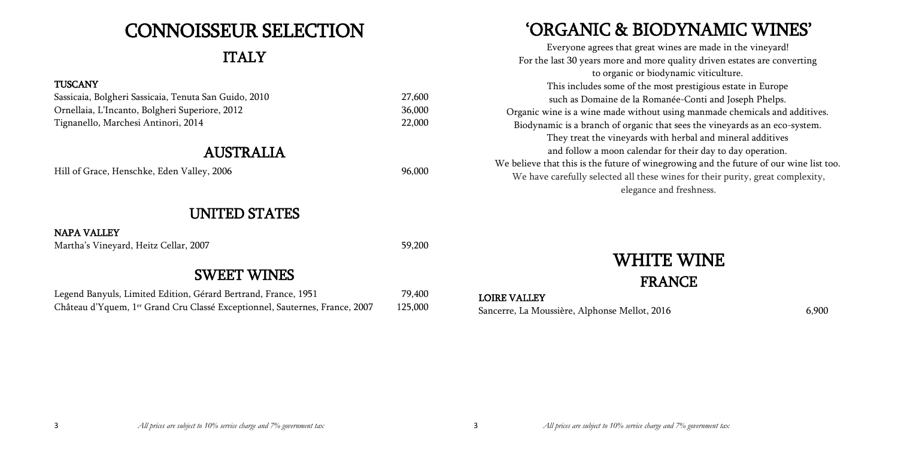# CONNOISSEUR SELECTION

## ITALY

**TUSCANY**

| | |
|---|---|
| Sassicaia, Bolgheri Sassicaia, Tenuta San Guido, 2010 | 27,600 |
| Ornellaia, L'Incanto, Bolgheri Superiore, 2012 | 36,000 |
| Tignanello, Marchesi Antinori, 2014 | 22,000 |

## AUSTRALIA

| | |
|---|---|
| Hill of Grace, Henschke, Eden Valley, 2006 | 96,000 |

## UNITED STATES

**NAPA VALLEY**

| | |
|---|---|
| Martha's Vineyard, Heitz Cellar, 2007 | 59,200 |

## SWEET WINES

| | |
|---|---|
| Legend Banyuls, Limited Edition, Gérard Bertrand, France, 1951 | 79,400 |
| Château d'Yquem, 1er Grand Cru Classé Exceptionnel, Sauternes, France, 2007 | 125,000 |

*All prices are subject to 10% service charge and 7% government tax*

# 'ORGANIC & BIODYNAMIC WINES'

Everyone agrees that great wines are made in the vineyard!
For the last 30 years more and more quality driven estates are converting to organic or biodynamic viticulture.
This includes some of the most prestigious estate in Europe such as Domaine de la Romanée-Conti and Joseph Phelps.
Organic wine is a wine made without using manmade chemicals and additives.
Biodynamic is a branch of organic that sees the vineyards as an eco-system.
They treat the vineyards with herbal and mineral additives and follow a moon calendar for their day to day operation.
We believe that this is the future of winegrowing and the future of our wine list too.
We have carefully selected all these wines for their purity, great complexity, elegance and freshness.

# WHITE WINE

## FRANCE

**LOIRE VALLEY**

| | |
|---|---|
| Sancerre, La Moussière, Alphonse Mellot, 2016 | 6,900 |

*All prices are subject to 10% service charge and 7% government tax*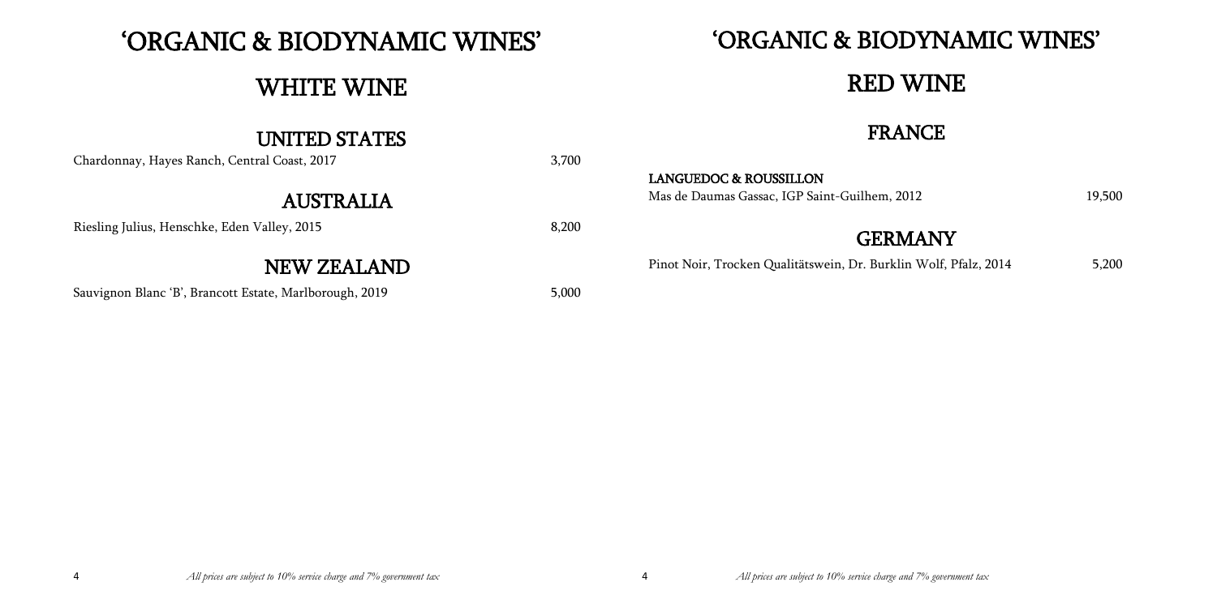# 'ORGANIC & BIODYNAMIC WINES'

## WHITE WINE

### UNITED STATES

| | |
|---|---|
| Chardonnay, Hayes Ranch, Central Coast, 2017 | 3,700 |

### AUSTRALIA

| | |
|---|---|
| Riesling Julius, Henschke, Eden Valley, 2015 | 8,200 |

### NEW ZEALAND

| | |
|---|---|
| Sauvignon Blanc 'B', Brancott Estate, Marlborough, 2019 | 5,000 |

*All prices are subject to 10% service charge and 7% government tax*

# 'ORGANIC & BIODYNAMIC WINES'

## RED WINE

### FRANCE

**LANGUEDOC & ROUSSILLON**

| | |
|---|---|
| Mas de Daumas Gassac, IGP Saint-Guilhem, 2012 | 19,500 |

### GERMANY

| | |
|---|---|
| Pinot Noir, Trocken Qualitätswein, Dr. Burklin Wolf, Pfalz, 2014 | 5,200 |

*All prices are subject to 10% service charge and 7% government tax*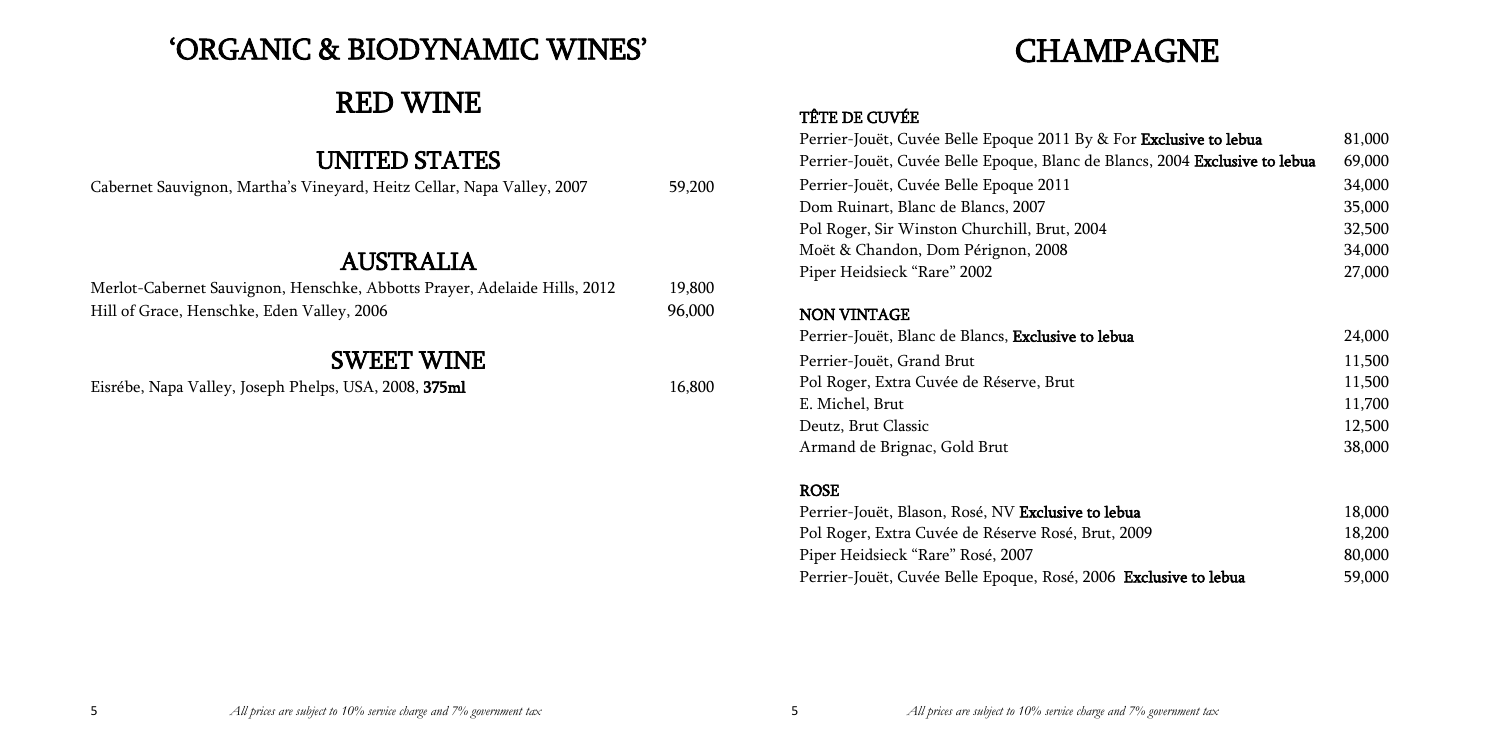# 'ORGANIC & BIODYNAMIC WINES'

## RED WINE

### UNITED STATES

| | |
|---|---|
| Cabernet Sauvignon, Martha's Vineyard, Heitz Cellar, Napa Valley, 2007 | 59,200 |

### AUSTRALIA

| | |
|---|---|
| Merlot-Cabernet Sauvignon, Henschke, Abbotts Prayer, Adelaide Hills, 2012 | 19,800 |
| Hill of Grace, Henschke, Eden Valley, 2006 | 96,000 |

### SWEET WINE

| | |
|---|---|
| Eisrébe, Napa Valley, Joseph Phelps, USA, 2008, **375ml** | 16,800 |

*All prices are subject to 10% service charge and 7% government tax*

# CHAMPAGNE

### TÊTE DE CUVÉE

| | |
|---|---|
| Perrier-Jouët, Cuvée Belle Epoque 2011 By & For **Exclusive to lebua** | 81,000 |
| Perrier-Jouët, Cuvée Belle Epoque, Blanc de Blancs, 2004 **Exclusive to lebua** | 69,000 |
| Perrier-Jouët, Cuvée Belle Epoque 2011 | 34,000 |
| Dom Ruinart, Blanc de Blancs, 2007 | 35,000 |
| Pol Roger, Sir Winston Churchill, Brut, 2004 | 32,500 |
| Moët & Chandon, Dom Pérignon, 2008 | 34,000 |
| Piper Heidsieck "Rare" 2002 | 27,000 |

### NON VINTAGE

| | |
|---|---|
| Perrier-Jouët, Blanc de Blancs, **Exclusive to lebua** | 24,000 |
| Perrier-Jouët, Grand Brut | 11,500 |
| Pol Roger, Extra Cuvée de Réserve, Brut | 11,500 |
| E. Michel, Brut | 11,700 |
| Deutz, Brut Classic | 12,500 |
| Armand de Brignac, Gold Brut | 38,000 |

### ROSE

| | |
|---|---|
| Perrier-Jouët, Blason, Rosé, NV **Exclusive to lebua** | 18,000 |
| Pol Roger, Extra Cuvée de Réserve Rosé, Brut, 2009 | 18,200 |
| Piper Heidsieck "Rare" Rosé, 2007 | 80,000 |
| Perrier-Jouët, Cuvée Belle Epoque, Rosé, 2006 **Exclusive to lebua** | 59,000 |

*All prices are subject to 10% service charge and 7% government tax*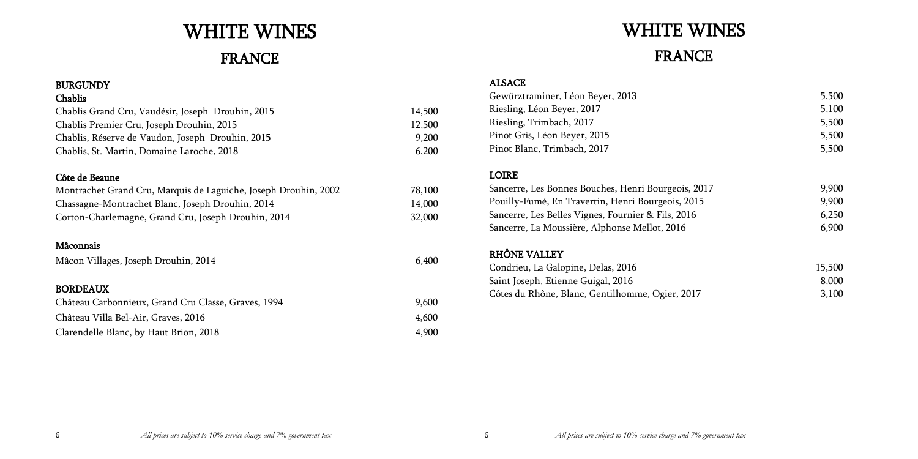# WHITE WINES

## FRANCE

### BURGUNDY

#### Chablis

| Wine | Price |
|---|---|
| Chablis Grand Cru, Vaudésir, Joseph Drouhin, 2015 | 14,500 |
| Chablis Premier Cru, Joseph Drouhin, 2015 | 12,500 |
| Chablis, Réserve de Vaudon, Joseph Drouhin, 2015 | 9,200 |
| Chablis, St. Martin, Domaine Laroche, 2018 | 6,200 |

#### Côte de Beaune

| Wine | Price |
|---|---|
| Montrachet Grand Cru, Marquis de Laguiche, Joseph Drouhin, 2002 | 78,100 |
| Chassagne-Montrachet Blanc, Joseph Drouhin, 2014 | 14,000 |
| Corton-Charlemagne, Grand Cru, Joseph Drouhin, 2014 | 32,000 |

#### Mâconnais

| Wine | Price |
|---|---|
| Mâcon Villages, Joseph Drouhin, 2014 | 6,400 |

### BORDEAUX

| Wine | Price |
|---|---|
| Château Carbonnieux, Grand Cru Classe, Graves, 1994 | 9,600 |
| Château Villa Bel-Air, Graves, 2016 | 4,600 |
| Clarendelle Blanc, by Haut Brion, 2018 | 4,900 |

*All prices are subject to 10% service charge and 7% government tax*

# WHITE WINES

## FRANCE

### ALSACE

| Wine | Price |
|---|---|
| Gewürztraminer, Léon Beyer, 2013 | 5,500 |
| Riesling, Léon Beyer, 2017 | 5,100 |
| Riesling, Trimbach, 2017 | 5,500 |
| Pinot Gris, Léon Beyer, 2015 | 5,500 |
| Pinot Blanc, Trimbach, 2017 | 5,500 |

### LOIRE

| Wine | Price |
|---|---|
| Sancerre, Les Bonnes Bouches, Henri Bourgeois, 2017 | 9,900 |
| Pouilly-Fumé, En Travertin, Henri Bourgeois, 2015 | 9,900 |
| Sancerre, Les Belles Vignes, Fournier & Fils, 2016 | 6,250 |
| Sancerre, La Moussière, Alphonse Mellot, 2016 | 6,900 |

### RHÔNE VALLEY

| Wine | Price |
|---|---|
| Condrieu, La Galopine, Delas, 2016 | 15,500 |
| Saint Joseph, Etienne Guigal, 2016 | 8,000 |
| Côtes du Rhône, Blanc, Gentilhomme, Ogier, 2017 | 3,100 |

*All prices are subject to 10% service charge and 7% government tax*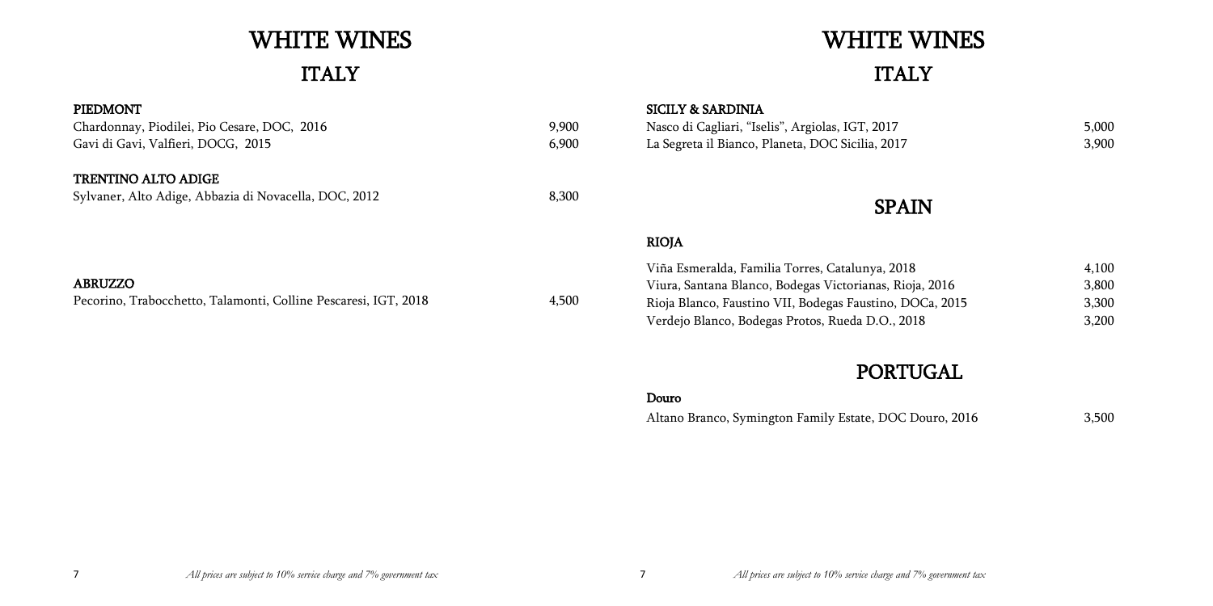# WHITE WINES

## ITALY

### PIEDMONT

| Wine | Price |
|---|---|
| Chardonnay, Piodilei, Pio Cesare, DOC, 2016 | 9,900 |
| Gavi di Gavi, Valfieri, DOCG, 2015 | 6,900 |

### TRENTINO ALTO ADIGE

| Wine | Price |
|---|---|
| Sylvaner, Alto Adige, Abbazia di Novacella, DOC, 2012 | 8,300 |

### ABRUZZO

| Wine | Price |
|---|---|
| Pecorino, Trabocchetto, Talamonti, Colline Pescaresi, IGT, 2018 | 4,500 |

*All prices are subject to 10% service charge and 7% government tax*

# WHITE WINES

## ITALY

### SICILY & SARDINIA

| Wine | Price |
|---|---|
| Nasco di Cagliari, "Iselis", Argiolas, IGT, 2017 | 5,000 |
| La Segreta il Bianco, Planeta, DOC Sicilia, 2017 | 3,900 |

## SPAIN

### RIOJA

| Wine | Price |
|---|---|
| Viña Esmeralda, Familia Torres, Catalunya, 2018 | 4,100 |
| Viura, Santana Blanco, Bodegas Victorianas, Rioja, 2016 | 3,800 |
| Rioja Blanco, Faustino VII, Bodegas Faustino, DOCa, 2015 | 3,300 |
| Verdejo Blanco, Bodegas Protos, Rueda D.O., 2018 | 3,200 |

## PORTUGAL

### Douro

| Wine | Price |
|---|---|
| Altano Branco, Symington Family Estate, DOC Douro, 2016 | 3,500 |

*All prices are subject to 10% service charge and 7% government tax*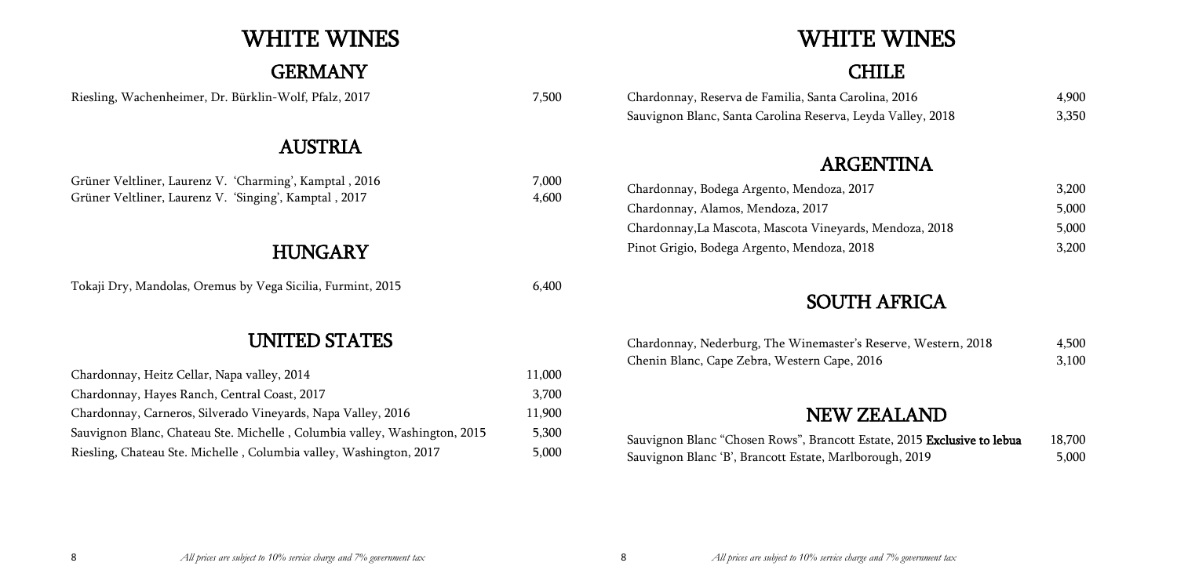# WHITE WINES

## GERMANY

| Wine | Price |
|---|---|
| Riesling, Wachenheimer, Dr. Bürklin-Wolf, Pfalz, 2017 | 7,500 |

## AUSTRIA

| Wine | Price |
|---|---|
| Grüner Veltliner, Laurenz V. 'Charming', Kamptal , 2016 | 7,000 |
| Grüner Veltliner, Laurenz V. 'Singing', Kamptal , 2017 | 4,600 |

## HUNGARY

| Wine | Price |
|---|---|
| Tokaji Dry, Mandolas, Oremus by Vega Sicilia, Furmint, 2015 | 6,400 |

## UNITED STATES

| Wine | Price |
|---|---|
| Chardonnay, Heitz Cellar, Napa valley, 2014 | 11,000 |
| Chardonnay, Hayes Ranch, Central Coast, 2017 | 3,700 |
| Chardonnay, Carneros, Silverado Vineyards, Napa Valley, 2016 | 11,900 |
| Sauvignon Blanc, Chateau Ste. Michelle , Columbia valley, Washington, 2015 | 5,300 |
| Riesling, Chateau Ste. Michelle , Columbia valley, Washington, 2017 | 5,000 |

*All prices are subject to 10% service charge and 7% government tax*

# WHITE WINES

## CHILE

| Wine | Price |
|---|---|
| Chardonnay, Reserva de Familia, Santa Carolina, 2016 | 4,900 |
| Sauvignon Blanc, Santa Carolina Reserva, Leyda Valley, 2018 | 3,350 |

## ARGENTINA

| Wine | Price |
|---|---|
| Chardonnay, Bodega Argento, Mendoza, 2017 | 3,200 |
| Chardonnay, Alamos, Mendoza, 2017 | 5,000 |
| Chardonnay,La Mascota, Mascota Vineyards, Mendoza, 2018 | 5,000 |
| Pinot Grigio, Bodega Argento, Mendoza, 2018 | 3,200 |

## SOUTH AFRICA

| Wine | Price |
|---|---|
| Chardonnay, Nederburg, The Winemaster's Reserve, Western, 2018 | 4,500 |
| Chenin Blanc, Cape Zebra, Western Cape, 2016 | 3,100 |

## NEW ZEALAND

| Wine | Price |
|---|---|
| Sauvignon Blanc "Chosen Rows", Brancott Estate, 2015 **Exclusive to lebua** | 18,700 |
| Sauvignon Blanc 'B', Brancott Estate, Marlborough, 2019 | 5,000 |

*All prices are subject to 10% service charge and 7% government tax*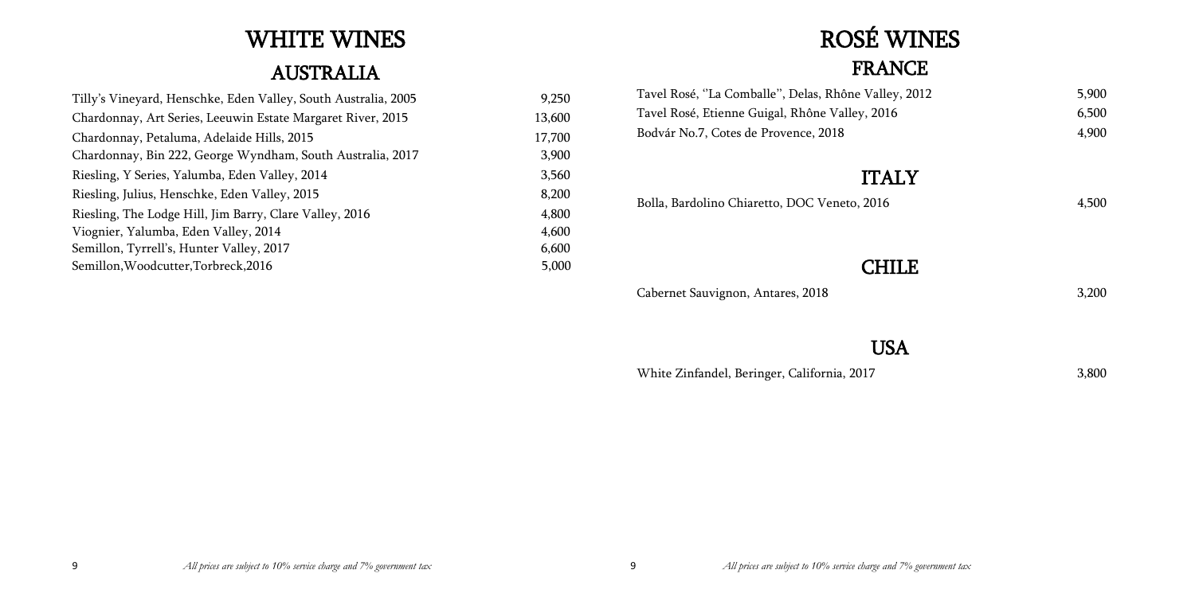# WHITE WINES

## AUSTRALIA

| Wine | Price |
| --- | --- |
| Tilly's Vineyard, Henschke, Eden Valley, South Australia, 2005 | 9,250 |
| Chardonnay, Art Series, Leeuwin Estate Margaret River, 2015 | 13,600 |
| Chardonnay, Petaluma, Adelaide Hills, 2015 | 17,700 |
| Chardonnay, Bin 222, George Wyndham, South Australia, 2017 | 3,900 |
| Riesling, Y Series, Yalumba, Eden Valley, 2014 | 3,560 |
| Riesling, Julius, Henschke, Eden Valley, 2015 | 8,200 |
| Riesling, The Lodge Hill, Jim Barry, Clare Valley, 2016 | 4,800 |
| Viognier, Yalumba, Eden Valley, 2014 | 4,600 |
| Semillon, Tyrrell's, Hunter Valley, 2017 | 6,600 |
| Semillon,Woodcutter,Torbreck,2016 | 5,000 |

*All prices are subject to 10% service charge and 7% government tax*

# ROSÉ WINES

## FRANCE

| Wine | Price |
| --- | --- |
| Tavel Rosé, "La Comballe", Delas, Rhône Valley, 2012 | 5,900 |
| Tavel Rosé, Etienne Guigal, Rhône Valley, 2016 | 6,500 |
| Bodvár No.7, Cotes de Provence, 2018 | 4,900 |

## ITALY

| Wine | Price |
| --- | --- |
| Bolla, Bardolino Chiaretto, DOC Veneto, 2016 | 4,500 |

## CHILE

| Wine | Price |
| --- | --- |
| Cabernet Sauvignon, Antares, 2018 | 3,200 |

## USA

| Wine | Price |
| --- | --- |
| White Zinfandel, Beringer, California, 2017 | 3,800 |

*All prices are subject to 10% service charge and 7% government tax*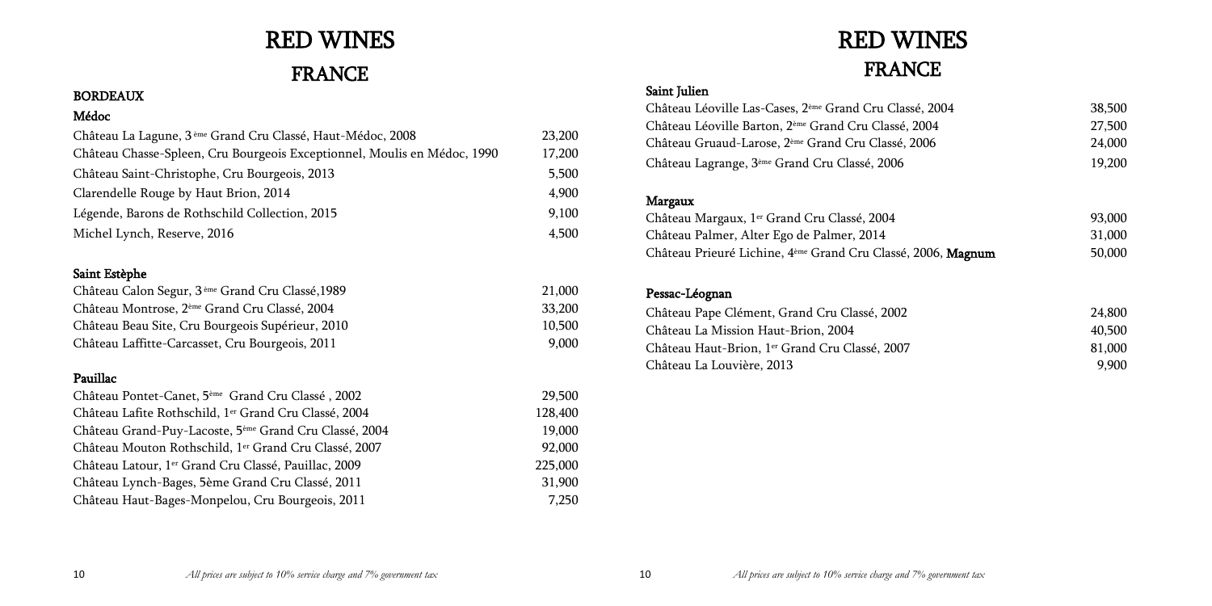# RED WINES

## FRANCE

### BORDEAUX

#### Médoc

| | |
|---|---|
| Château La Lagune, 3ème Grand Cru Classé, Haut-Médoc, 2008 | 23,200 |
| Château Chasse-Spleen, Cru Bourgeois Exceptionnel, Moulis en Médoc, 1990 | 17,200 |
| Château Saint-Christophe, Cru Bourgeois, 2013 | 5,500 |
| Clarendelle Rouge by Haut Brion, 2014 | 4,900 |
| Légende, Barons de Rothschild Collection, 2015 | 9,100 |
| Michel Lynch, Reserve, 2016 | 4,500 |

#### Saint Estèphe

| | |
|---|---|
| Château Calon Segur, 3ème Grand Cru Classé,1989 | 21,000 |
| Château Montrose, 2ème Grand Cru Classé, 2004 | 33,200 |
| Château Beau Site, Cru Bourgeois Supérieur, 2010 | 10,500 |
| Château Laffitte-Carcasset, Cru Bourgeois, 2011 | 9,000 |

#### Pauillac

| | |
|---|---|
| Château Pontet-Canet, 5ème Grand Cru Classé , 2002 | 29,500 |
| Château Lafite Rothschild, 1er Grand Cru Classé, 2004 | 128,400 |
| Château Grand-Puy-Lacoste, 5ème Grand Cru Classé, 2004 | 19,000 |
| Château Mouton Rothschild, 1er Grand Cru Classé, 2007 | 92,000 |
| Château Latour, 1er Grand Cru Classé, Pauillac, 2009 | 225,000 |
| Château Lynch-Bages, 5ème Grand Cru Classé, 2011 | 31,900 |
| Château Haut-Bages-Monpelou, Cru Bourgeois, 2011 | 7,250 |

*All prices are subject to 10% service charge and 7% government tax*

# RED WINES

## FRANCE

#### Saint Julien

| | |
|---|---|
| Château Léoville Las-Cases, 2ème Grand Cru Classé, 2004 | 38,500 |
| Château Léoville Barton, 2ème Grand Cru Classé, 2004 | 27,500 |
| Château Gruaud-Larose, 2ème Grand Cru Classé, 2006 | 24,000 |
| Château Lagrange, 3ème Grand Cru Classé, 2006 | 19,200 |

#### Margaux

| | |
|---|---|
| Château Margaux, 1er Grand Cru Classé, 2004 | 93,000 |
| Château Palmer, Alter Ego de Palmer, 2014 | 31,000 |
| Château Prieuré Lichine, 4ème Grand Cru Classé, 2006, **Magnum** | 50,000 |

#### Pessac-Léognan

| | |
|---|---|
| Château Pape Clément, Grand Cru Classé, 2002 | 24,800 |
| Château La Mission Haut-Brion, 2004 | 40,500 |
| Château Haut-Brion, 1er Grand Cru Classé, 2007 | 81,000 |
| Château La Louvière, 2013 | 9,900 |

*All prices are subject to 10% service charge and 7% government tax*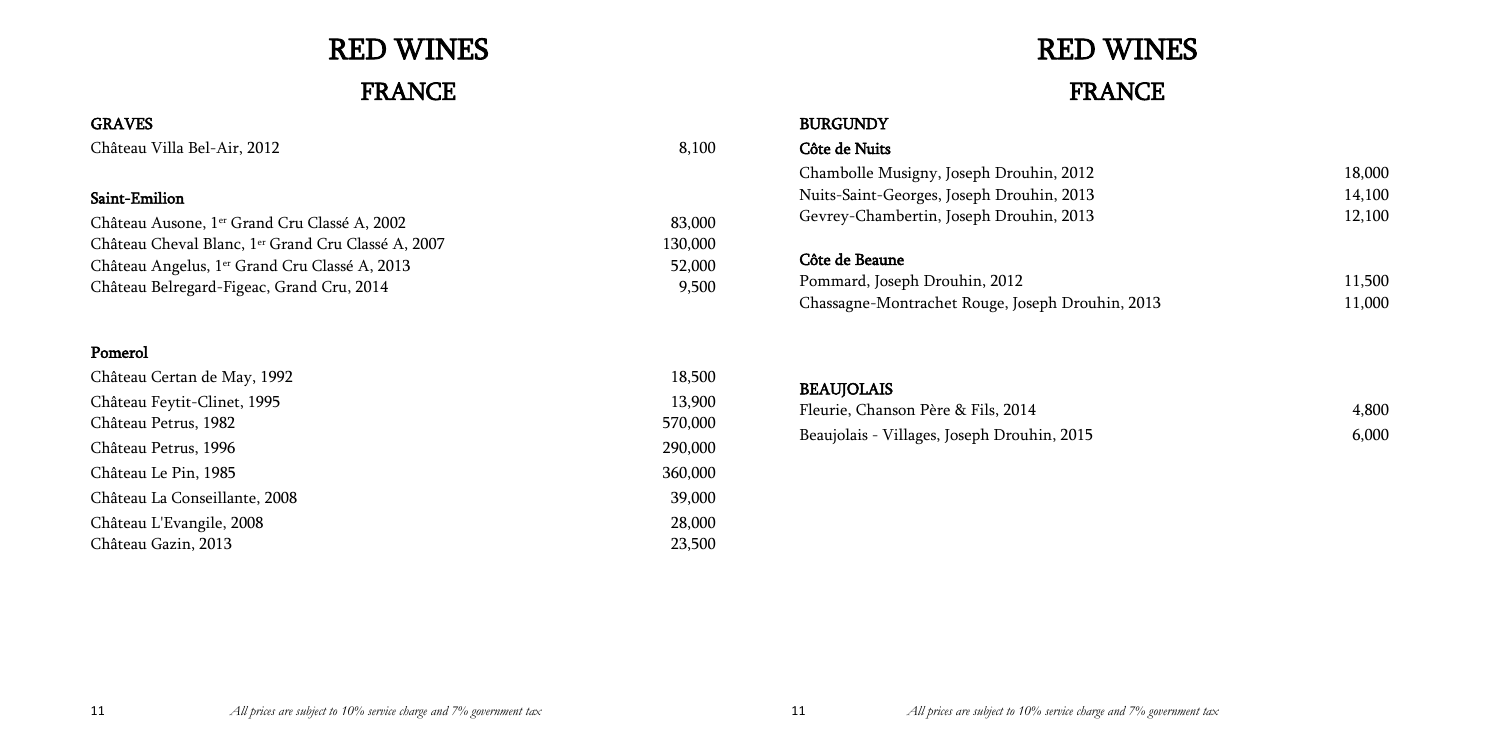# RED WINES

## FRANCE

### GRAVES

| | |
|---|---|
| Château Villa Bel-Air, 2012 | 8,100 |

### Saint-Emilion

| | |
|---|---|
| Château Ausone, 1er Grand Cru Classé A, 2002 | 83,000 |
| Château Cheval Blanc, 1er Grand Cru Classé A, 2007 | 130,000 |
| Château Angelus, 1er Grand Cru Classé A, 2013 | 52,000 |
| Château Belregard-Figeac, Grand Cru, 2014 | 9,500 |

### Pomerol

| | |
|---|---|
| Château Certan de May, 1992 | 18,500 |
| Château Feytit-Clinet, 1995 | 13,900 |
| Château Petrus, 1982 | 570,000 |
| Château Petrus, 1996 | 290,000 |
| Château Le Pin, 1985 | 360,000 |
| Château La Conseillante, 2008 | 39,000 |
| Château L'Evangile, 2008 | 28,000 |
| Château Gazin, 2013 | 23,500 |

*All prices are subject to 10% service charge and 7% government tax*

# RED WINES

## FRANCE

### BURGUNDY

#### Côte de Nuits

| | |
|---|---|
| Chambolle Musigny, Joseph Drouhin, 2012 | 18,000 |
| Nuits-Saint-Georges, Joseph Drouhin, 2013 | 14,100 |
| Gevrey-Chambertin, Joseph Drouhin, 2013 | 12,100 |

#### Côte de Beaune

| | |
|---|---|
| Pommard, Joseph Drouhin, 2012 | 11,500 |
| Chassagne-Montrachet Rouge, Joseph Drouhin, 2013 | 11,000 |

### BEAUJOLAIS

| | |
|---|---|
| Fleurie, Chanson Père & Fils, 2014 | 4,800 |
| Beaujolais - Villages, Joseph Drouhin, 2015 | 6,000 |

*All prices are subject to 10% service charge and 7% government tax*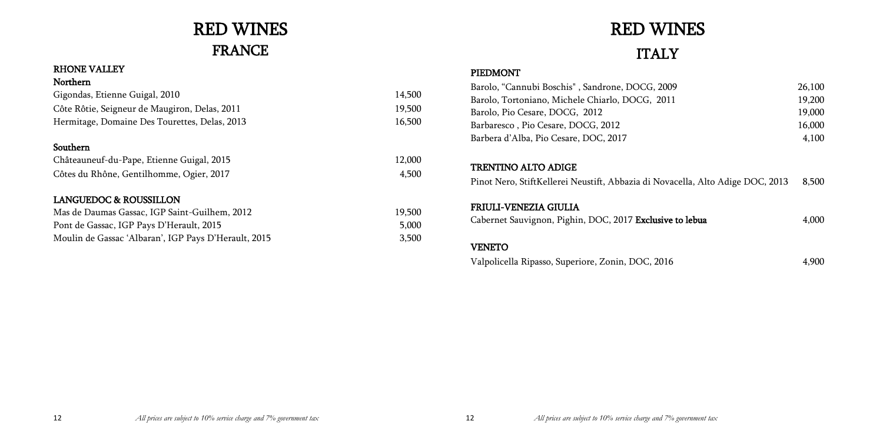# RED WINES

## FRANCE

### RHONE VALLEY

#### Northern

| Wine | Price |
|---|---|
| Gigondas, Etienne Guigal, 2010 | 14,500 |
| Côte Rôtie, Seigneur de Maugiron, Delas, 2011 | 19,500 |
| Hermitage, Domaine Des Tourettes, Delas, 2013 | 16,500 |

#### Southern

| Wine | Price |
|---|---|
| Châteauneuf-du-Pape, Etienne Guigal, 2015 | 12,000 |
| Côtes du Rhône, Gentilhomme, Ogier, 2017 | 4,500 |

### LANGUEDOC & ROUSSILLON

| Wine | Price |
|---|---|
| Mas de Daumas Gassac, IGP Saint-Guilhem, 2012 | 19,500 |
| Pont de Gassac, IGP Pays D'Herault, 2015 | 5,000 |
| Moulin de Gassac 'Albaran', IGP Pays D'Herault, 2015 | 3,500 |

*All prices are subject to 10% service charge and 7% government tax*

# RED WINES

## ITALY

### PIEDMONT

| Wine | Price |
|---|---|
| Barolo, "Cannubi Boschis" , Sandrone, DOCG, 2009 | 26,100 |
| Barolo, Tortoniano, Michele Chiarlo, DOCG, 2011 | 19,200 |
| Barolo, Pio Cesare, DOCG, 2012 | 19,000 |
| Barbaresco , Pio Cesare, DOCG, 2012 | 16,000 |
| Barbera d'Alba, Pio Cesare, DOC, 2017 | 4,100 |

### TRENTINO ALTO ADIGE

| Wine | Price |
|---|---|
| Pinot Nero, StiftKellerei Neustift, Abbazia di Novacella, Alto Adige DOC, 2013 | 8,500 |

### FRIULI-VENEZIA GIULIA

| Wine | Price |
|---|---|
| Cabernet Sauvignon, Pighin, DOC, 2017 **Exclusive to lebua** | 4,000 |

### VENETO

| Wine | Price |
|---|---|
| Valpolicella Ripasso, Superiore, Zonin, DOC, 2016 | 4,900 |

*All prices are subject to 10% service charge and 7% government tax*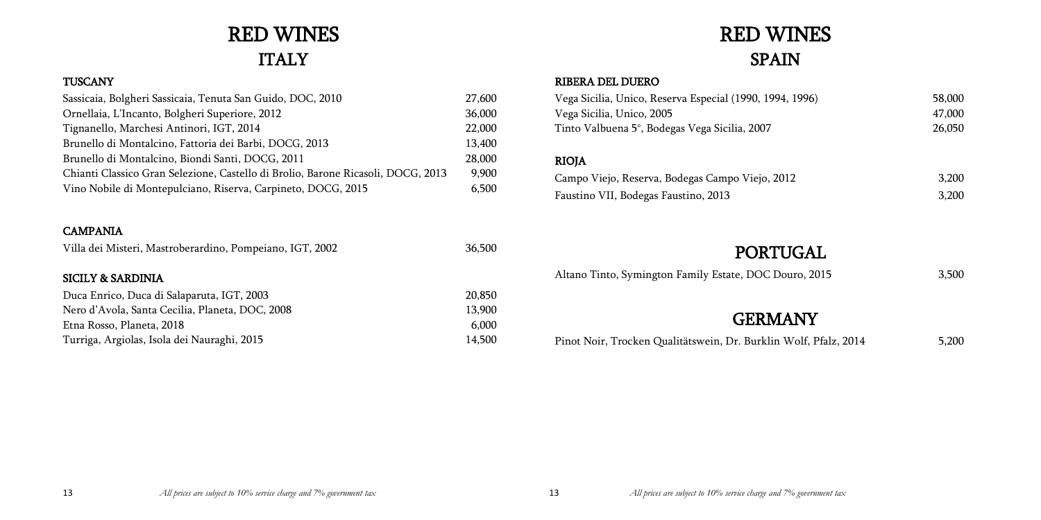# RED WINES
## ITALY

### TUSCANY

| | |
|---|---|
| Sassicaia, Bolgheri Sassicaia, Tenuta San Guido, DOC, 2010 | 27,600 |
| Ornellaia, L'Incanto, Bolgheri Superiore, 2012 | 36,000 |
| Tignanello, Marchesi Antinori, IGT, 2014 | 22,000 |
| Brunello di Montalcino, Fattoria dei Barbi, DOCG, 2013 | 13,400 |
| Brunello di Montalcino, Biondi Santi, DOCG, 2011 | 28,000 |
| Chianti Classico Gran Selezione, Castello di Brolio, Barone Ricasoli, DOCG, 2013 | 9,900 |
| Vino Nobile di Montepulciano, Riserva, Carpineto, DOCG, 2015 | 6,500 |

### CAMPANIA

| | |
|---|---|
| Villa dei Misteri, Mastroberardino, Pompeiano, IGT, 2002 | 36,500 |

### SICILY & SARDINIA

| | |
|---|---|
| Duca Enrico, Duca di Salaparuta, IGT, 2003 | 20,850 |
| Nero d'Avola, Santa Cecilia, Planeta, DOC, 2008 | 13,900 |
| Etna Rosso, Planeta, 2018 | 6,000 |
| Turriga, Argiolas, Isola dei Nauraghi, 2015 | 14,500 |

*All prices are subject to 10% service charge and 7% government tax*

# RED WINES
## SPAIN

### RIBERA DEL DUERO

| | |
|---|---|
| Vega Sicilia, Unico, Reserva Especial (1990, 1994, 1996) | 58,000 |
| Vega Sicilia, Unico, 2005 | 47,000 |
| Tinto Valbuena 5°, Bodegas Vega Sicilia, 2007 | 26,050 |

### RIOJA

| | |
|---|---|
| Campo Viejo, Reserva, Bodegas Campo Viejo, 2012 | 3,200 |
| Faustino VII, Bodegas Faustino, 2013 | 3,200 |

## PORTUGAL

| | |
|---|---|
| Altano Tinto, Symington Family Estate, DOC Douro, 2015 | 3,500 |

## GERMANY

| | |
|---|---|
| Pinot Noir, Trocken Qualitätswein, Dr. Burklin Wolf, Pfalz, 2014 | 5,200 |

*All prices are subject to 10% service charge and 7% government tax*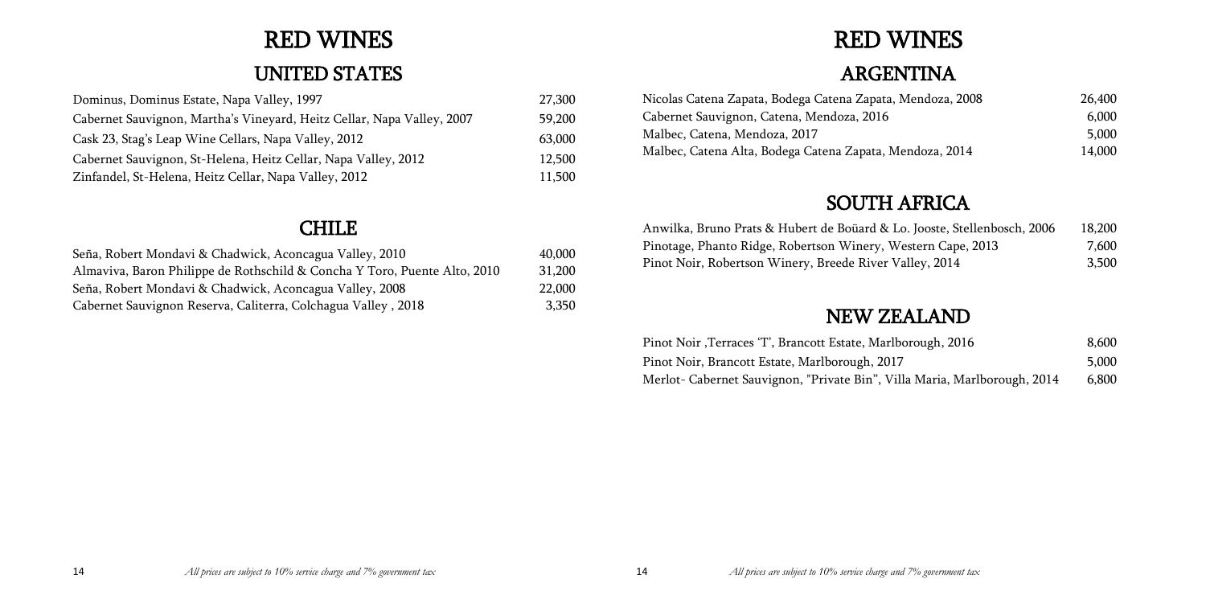# RED WINES

## UNITED STATES

| Wine | Price |
| --- | --- |
| Dominus, Dominus Estate, Napa Valley, 1997 | 27,300 |
| Cabernet Sauvignon, Martha's Vineyard, Heitz Cellar, Napa Valley, 2007 | 59,200 |
| Cask 23, Stag's Leap Wine Cellars, Napa Valley, 2012 | 63,000 |
| Cabernet Sauvignon, St-Helena, Heitz Cellar, Napa Valley, 2012 | 12,500 |
| Zinfandel, St-Helena, Heitz Cellar, Napa Valley, 2012 | 11,500 |

## CHILE

| Wine | Price |
| --- | --- |
| Seña, Robert Mondavi & Chadwick, Aconcagua Valley, 2010 | 40,000 |
| Almaviva, Baron Philippe de Rothschild & Concha Y Toro, Puente Alto, 2010 | 31,200 |
| Seña, Robert Mondavi & Chadwick, Aconcagua Valley, 2008 | 22,000 |
| Cabernet Sauvignon Reserva, Caliterra, Colchagua Valley , 2018 | 3,350 |

*All prices are subject to 10% service charge and 7% government tax*

# RED WINES

## ARGENTINA

| Wine | Price |
| --- | --- |
| Nicolas Catena Zapata, Bodega Catena Zapata, Mendoza, 2008 | 26,400 |
| Cabernet Sauvignon, Catena, Mendoza, 2016 | 6,000 |
| Malbec, Catena, Mendoza, 2017 | 5,000 |
| Malbec, Catena Alta, Bodega Catena Zapata, Mendoza, 2014 | 14,000 |

## SOUTH AFRICA

| Wine | Price |
| --- | --- |
| Anwilka, Bruno Prats & Hubert de Boüard & Lo. Jooste, Stellenbosch, 2006 | 18,200 |
| Pinotage, Phanto Ridge, Robertson Winery, Western Cape, 2013 | 7,600 |
| Pinot Noir, Robertson Winery, Breede River Valley, 2014 | 3,500 |

## NEW ZEALAND

| Wine | Price |
| --- | --- |
| Pinot Noir ,Terraces 'T', Brancott Estate, Marlborough, 2016 | 8,600 |
| Pinot Noir, Brancott Estate, Marlborough, 2017 | 5,000 |
| Merlot- Cabernet Sauvignon, "Private Bin", Villa Maria, Marlborough, 2014 | 6,800 |

*All prices are subject to 10% service charge and 7% government tax*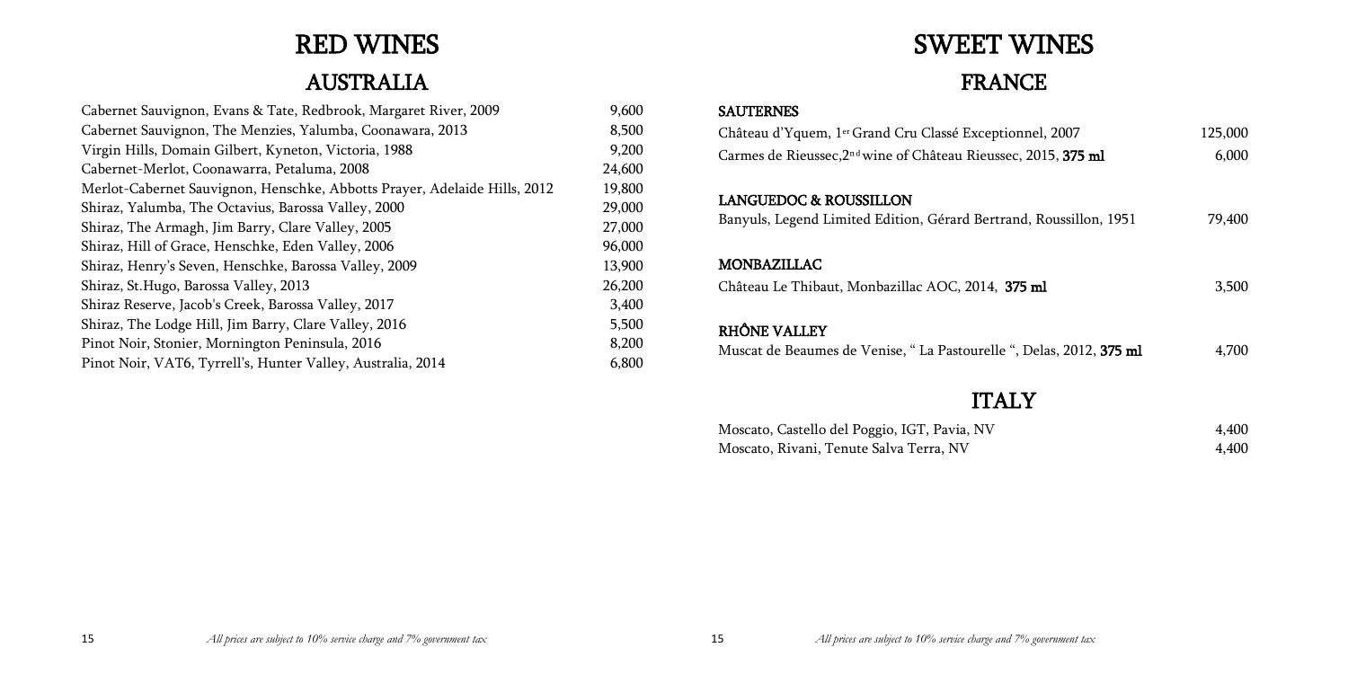# RED WINES

## AUSTRALIA

| Wine | Price |
| --- | --- |
| Cabernet Sauvignon, Evans & Tate, Redbrook, Margaret River, 2009 | 9,600 |
| Cabernet Sauvignon, The Menzies, Yalumba, Coonawara, 2013 | 8,500 |
| Virgin Hills, Domain Gilbert, Kyneton, Victoria, 1988 | 9,200 |
| Cabernet-Merlot, Coonawarra, Petaluma, 2008 | 24,600 |
| Merlot-Cabernet Sauvignon, Henschke, Abbotts Prayer, Adelaide Hills, 2012 | 19,800 |
| Shiraz, Yalumba, The Octavius, Barossa Valley, 2000 | 29,000 |
| Shiraz, The Armagh, Jim Barry, Clare Valley, 2005 | 27,000 |
| Shiraz, Hill of Grace, Henschke, Eden Valley, 2006 | 96,000 |
| Shiraz, Henry's Seven, Henschke, Barossa Valley, 2009 | 13,900 |
| Shiraz, St.Hugo, Barossa Valley, 2013 | 26,200 |
| Shiraz Reserve, Jacob's Creek, Barossa Valley, 2017 | 3,400 |
| Shiraz, The Lodge Hill, Jim Barry, Clare Valley, 2016 | 5,500 |
| Pinot Noir, Stonier, Mornington Peninsula, 2016 | 8,200 |
| Pinot Noir, VAT6, Tyrrell's, Hunter Valley, Australia, 2014 | 6,800 |

*All prices are subject to 10% service charge and 7% government tax*

# SWEET WINES

## FRANCE

**SAUTERNES**

| Wine | Price |
| --- | --- |
| Château d'Yquem, 1er Grand Cru Classé Exceptionnel, 2007 | 125,000 |
| Carmes de Rieussec,2nd wine of Château Rieussec, 2015, **375 ml** | 6,000 |

**LANGUEDOC & ROUSSILLON**

| Wine | Price |
| --- | --- |
| Banyuls, Legend Limited Edition, Gérard Bertrand, Roussillon, 1951 | 79,400 |

**MONBAZILLAC**

| Wine | Price |
| --- | --- |
| Château Le Thibaut, Monbazillac AOC, 2014, **375 ml** | 3,500 |

**RHÔNE VALLEY**

| Wine | Price |
| --- | --- |
| Muscat de Beaumes de Venise, " La Pastourelle ", Delas, 2012, **375 ml** | 4,700 |

## ITALY

| Wine | Price |
| --- | --- |
| Moscato, Castello del Poggio, IGT, Pavia, NV | 4,400 |
| Moscato, Rivani, Tenute Salva Terra, NV | 4,400 |

*All prices are subject to 10% service charge and 7% government tax*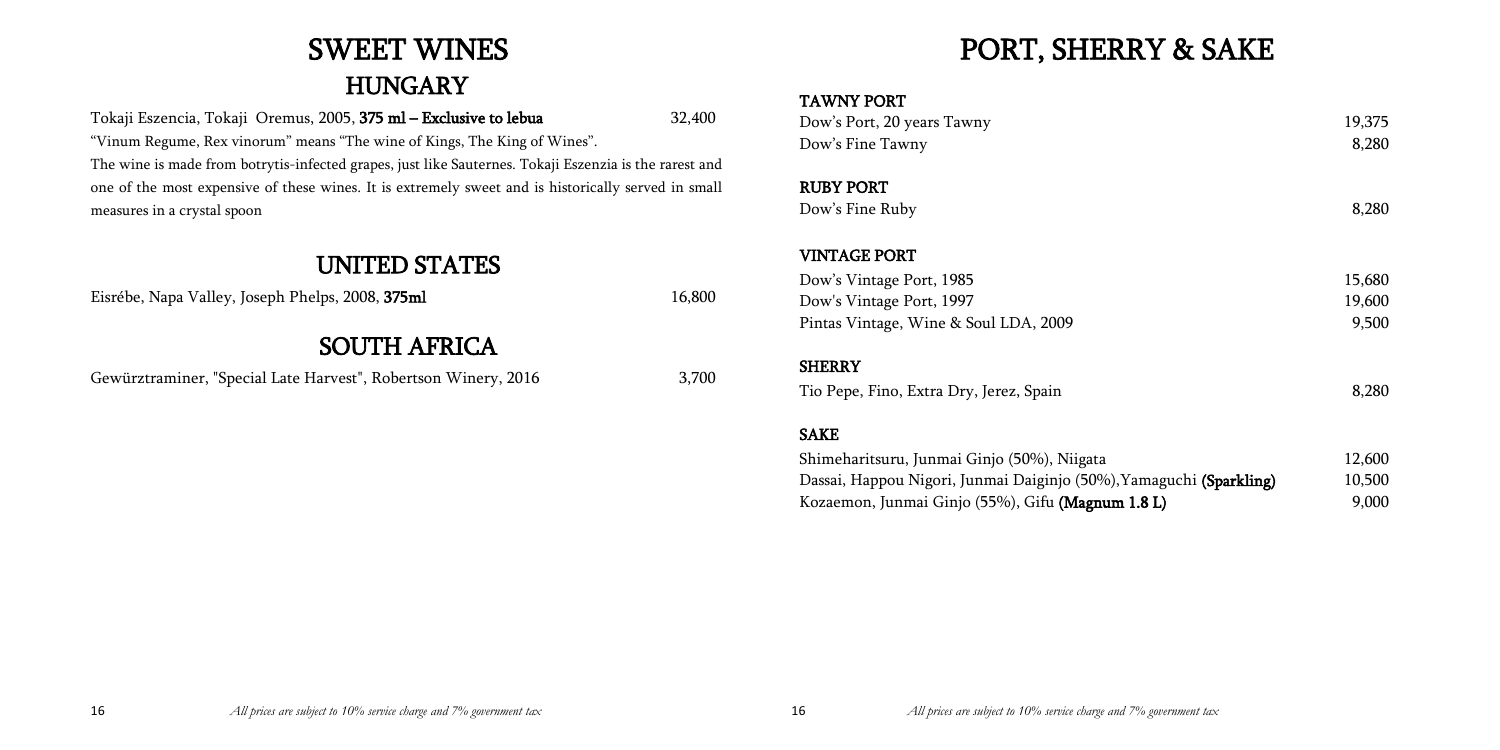# SWEET WINES

## HUNGARY

Tokaji Eszencia, Tokaji Oremus, 2005, **375 ml – Exclusive to lebua** 32,400

"Vinum Regume, Rex vinorum" means "The wine of Kings, The King of Wines".
The wine is made from botrytis-infected grapes, just like Sauternes. Tokaji Eszenzia is the rarest and one of the most expensive of these wines. It is extremely sweet and is historically served in small measures in a crystal spoon

## UNITED STATES

Eisrébe, Napa Valley, Joseph Phelps, 2008, **375ml** 16,800

## SOUTH AFRICA

Gewürztraminer, "Special Late Harvest", Robertson Winery, 2016 3,700

*All prices are subject to 10% service charge and 7% government tax*

# PORT, SHERRY & SAKE

### TAWNY PORT

| | |
|---|---|
| Dow's Port, 20 years Tawny | 19,375 |
| Dow's Fine Tawny | 8,280 |

### RUBY PORT

| | |
|---|---|
| Dow's Fine Ruby | 8,280 |

### VINTAGE PORT

| | |
|---|---|
| Dow's Vintage Port, 1985 | 15,680 |
| Dow's Vintage Port, 1997 | 19,600 |
| Pintas Vintage, Wine & Soul LDA, 2009 | 9,500 |

### SHERRY

| | |
|---|---|
| Tio Pepe, Fino, Extra Dry, Jerez, Spain | 8,280 |

### SAKE

| | |
|---|---|
| Shimeharitsuru, Junmai Ginjo (50%), Niigata | 12,600 |
| Dassai, Happou Nigori, Junmai Daiginjo (50%),Yamaguchi **(Sparkling)** | 10,500 |
| Kozaemon, Junmai Ginjo (55%), Gifu **(Magnum 1.8 L)** | 9,000 |

*All prices are subject to 10% service charge and 7% government tax*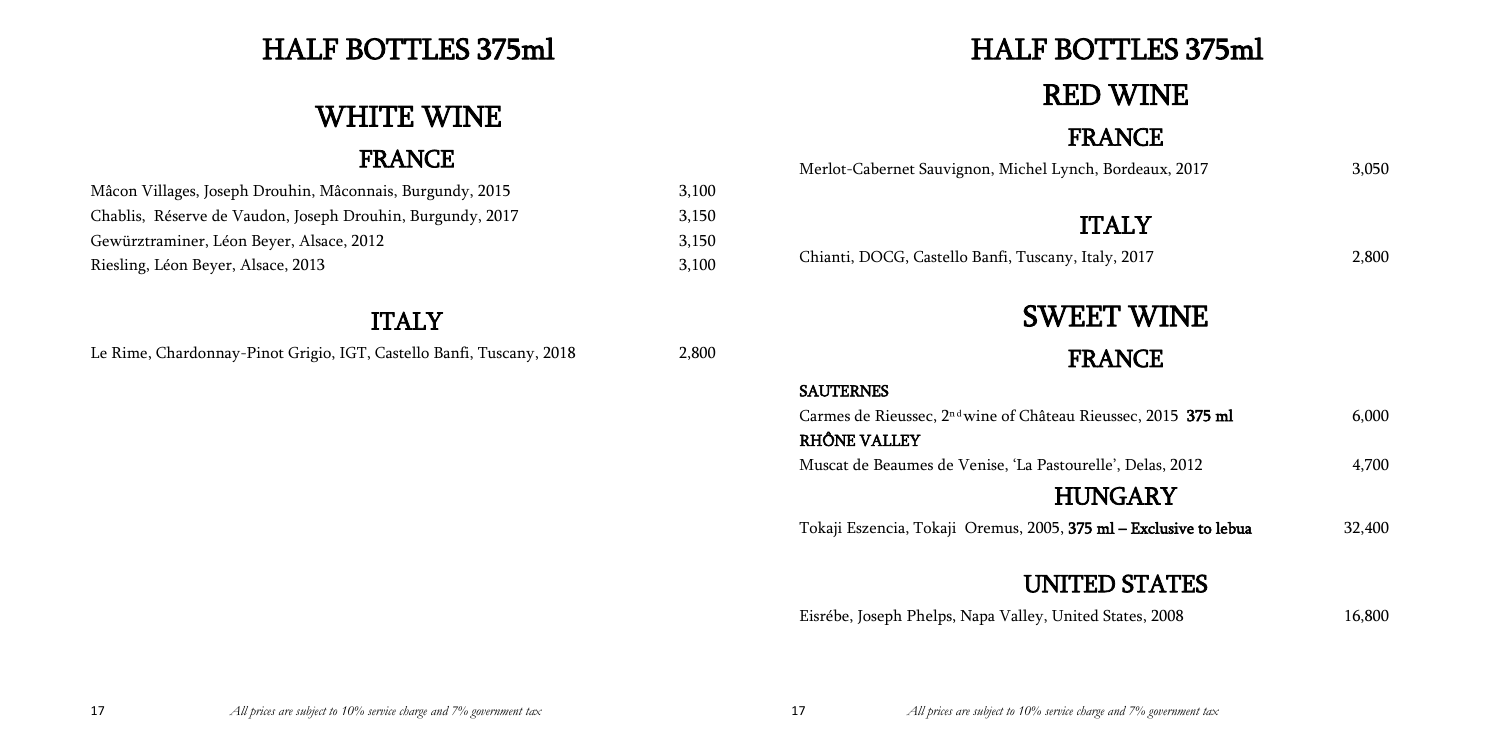# HALF BOTTLES 375ml

## WHITE WINE

### FRANCE

| | |
|---|---|
| Mâcon Villages, Joseph Drouhin, Mâconnais, Burgundy, 2015 | 3,100 |
| Chablis, Réserve de Vaudon, Joseph Drouhin, Burgundy, 2017 | 3,150 |
| Gewürztraminer, Léon Beyer, Alsace, 2012 | 3,150 |
| Riesling, Léon Beyer, Alsace, 2013 | 3,100 |

### ITALY

| | |
|---|---|
| Le Rime, Chardonnay-Pinot Grigio, IGT, Castello Banfi, Tuscany, 2018 | 2,800 |

# HALF BOTTLES 375ml

## RED WINE

### FRANCE

| | |
|---|---|
| Merlot-Cabernet Sauvignon, Michel Lynch, Bordeaux, 2017 | 3,050 |

### ITALY

| | |
|---|---|
| Chianti, DOCG, Castello Banfi, Tuscany, Italy, 2017 | 2,800 |

## SWEET WINE

### FRANCE

**SAUTERNES**

| | |
|---|---|
| Carmes de Rieussec, 2nd wine of Château Rieussec, 2015 **375 ml** | 6,000 |

**RHÔNE VALLEY**

| | |
|---|---|
| Muscat de Beaumes de Venise, 'La Pastourelle', Delas, 2012 | 4,700 |

### HUNGARY

| | |
|---|---|
| Tokaji Eszencia, Tokaji Oremus, 2005, **375 ml – Exclusive to lebua** | 32,400 |

### UNITED STATES

| | |
|---|---|
| Eisrébe, Joseph Phelps, Napa Valley, United States, 2008 | 16,800 |

*All prices are subject to 10% service charge and 7% government tax*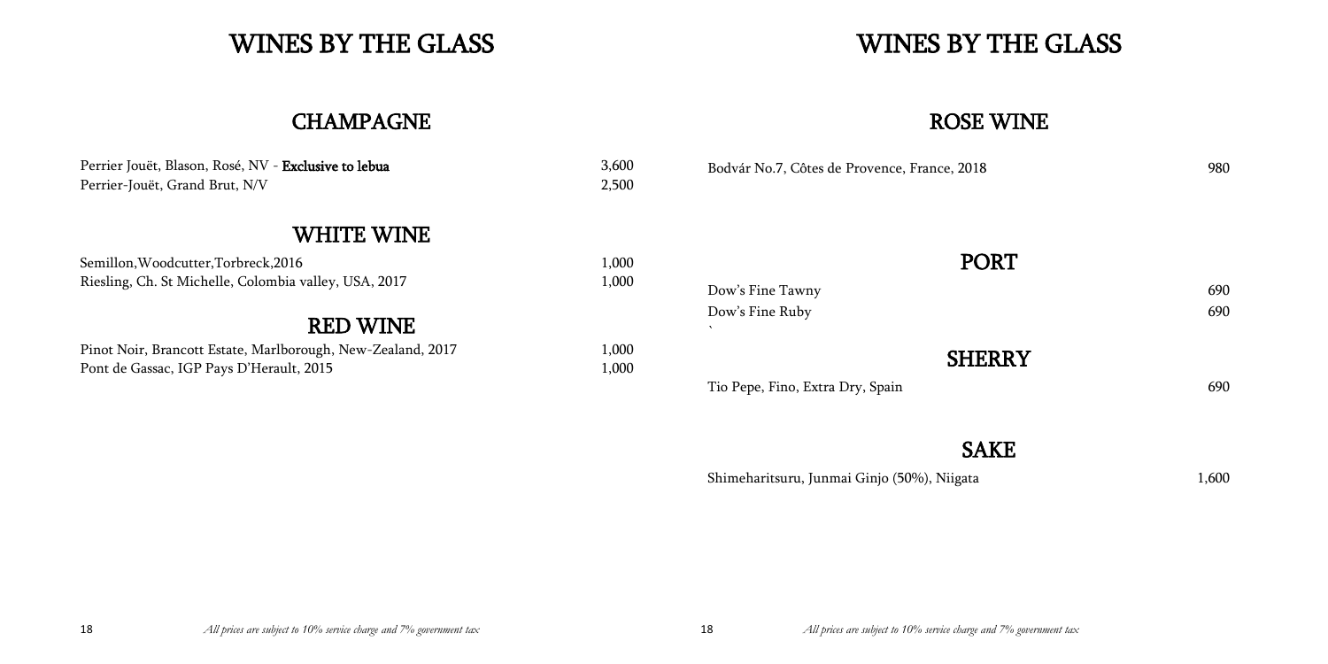# WINES BY THE GLASS

## CHAMPAGNE

| | |
|---|---|
| Perrier Jouët, Blason, Rosé, NV - **Exclusive to lebua** | 3,600 |
| Perrier-Jouët, Grand Brut, N/V | 2,500 |

## WHITE WINE

| | |
|---|---|
| Semillon,Woodcutter,Torbreck,2016 | 1,000 |
| Riesling, Ch. St Michelle, Colombia valley, USA, 2017 | 1,000 |

## RED WINE

| | |
|---|---|
| Pinot Noir, Brancott Estate, Marlborough, New-Zealand, 2017 | 1,000 |
| Pont de Gassac, IGP Pays D'Herault, 2015 | 1,000 |

*All prices are subject to 10% service charge and 7% government tax*

# WINES BY THE GLASS

## ROSE WINE

| | |
|---|---|
| Bodvár No.7, Côtes de Provence, France, 2018 | 980 |

## PORT

| | |
|---|---|
| Dow's Fine Tawny | 690 |
| Dow's Fine Ruby | 690 |

## SHERRY

| | |
|---|---|
| Tio Pepe, Fino, Extra Dry, Spain | 690 |

## SAKE

| | |
|---|---|
| Shimeharitsuru, Junmai Ginjo (50%), Niigata | 1,600 |

*All prices are subject to 10% service charge and 7% government tax*